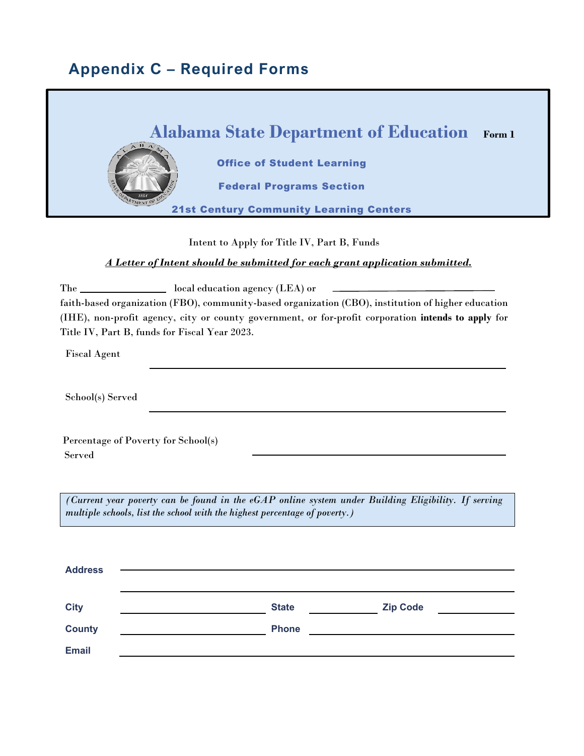# Appendix C – Required Forms

**Alabama State Department of Education** **Form 1**

**Office of Student Learning**

**Federal Programs Section**

**21st Century Community Learning Centers**

Intent to Apply for Title IV, Part B, Funds

***A Letter of Intent should be submitted for each grant application submitted.***

The ______________ local education agency (LEA) or ______________________ faith-based organization (FBO), community-based organization (CBO), institution of higher education (IHE), non-profit agency, city or county government, or for-profit corporation **intends to apply** for Title IV, Part B, funds for Fiscal Year 2023.

Fiscal Agent ____________________________________________

School(s) Served ____________________________________________

Percentage of Poverty for School(s) Served ______________________________

*(Current year poverty can be found in the eGAP online system under Building Eligibility. If serving multiple schools, list the school with the highest percentage of poverty.)*

**Address** ____________________________________________

____________________________________________

**City** ______________________ **State** __________ **Zip Code** __________

**County** ______________________ **Phone** ______________________

**Email** ____________________________________________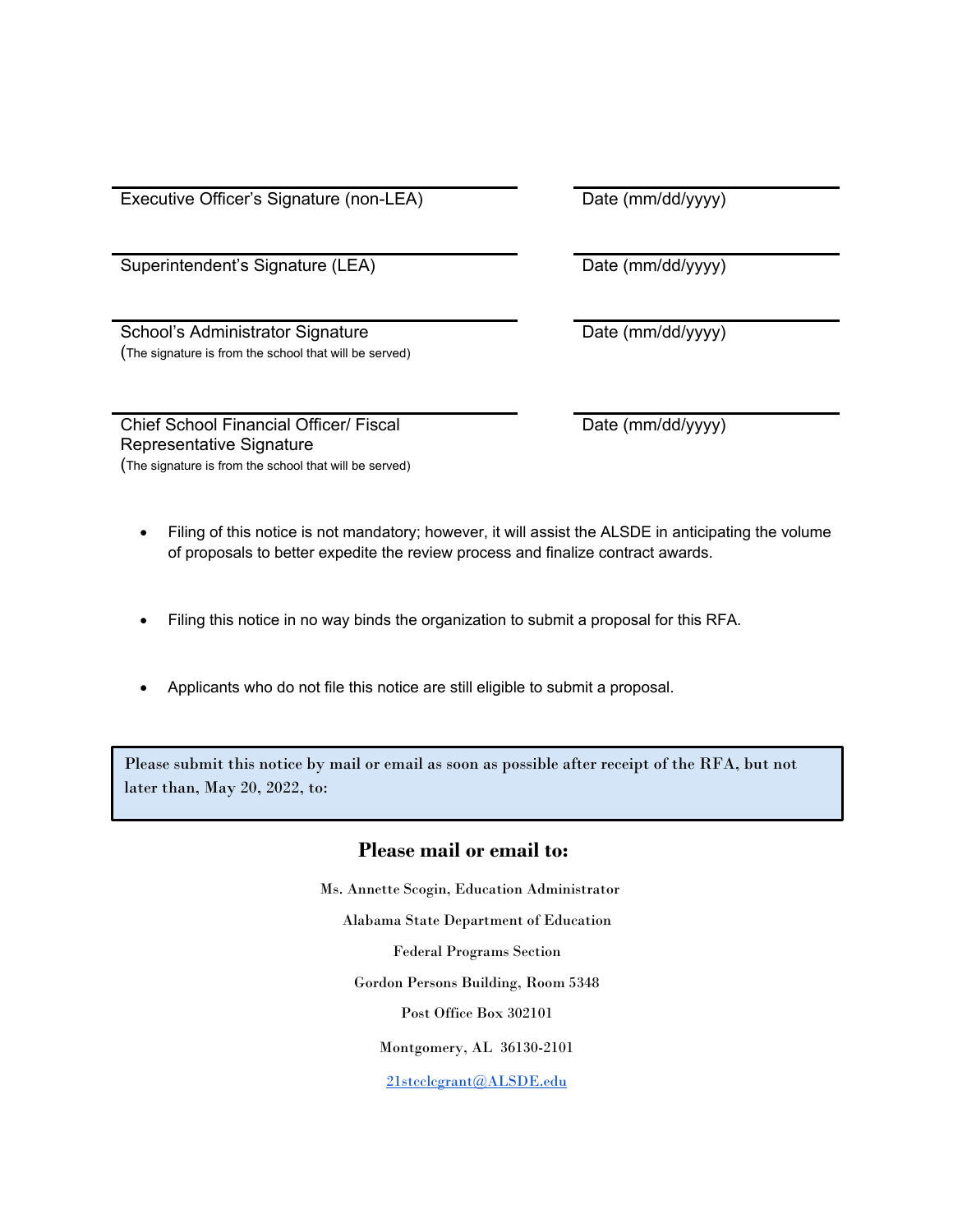| | |
|---|---|
| Executive Officer’s Signature (non-LEA) | Date (mm/dd/yyyy) |
| Superintendent’s Signature (LEA) | Date (mm/dd/yyyy) |
| School’s Administrator Signature (The signature is from the school that will be served) | Date (mm/dd/yyyy) |
| Chief School Financial Officer/ Fiscal Representative Signature (The signature is from the school that will be served) | Date (mm/dd/yyyy) |

- Filing of this notice is not mandatory; however, it will assist the ALSDE in anticipating the volume of proposals to better expedite the review process and finalize contract awards.
- Filing this notice in no way binds the organization to submit a proposal for this RFA.
- Applicants who do not file this notice are still eligible to submit a proposal.

Please submit this notice by mail or email as soon as possible after receipt of the RFA, but not later than, May 20, 2022, to:

**Please mail or email to:**

Ms. Annette Scogin, Education Administrator

Alabama State Department of Education

Federal Programs Section

Gordon Persons Building, Room 5348

Post Office Box 302101

Montgomery, AL 36130-2101

21stcclcgrant@ALSDE.edu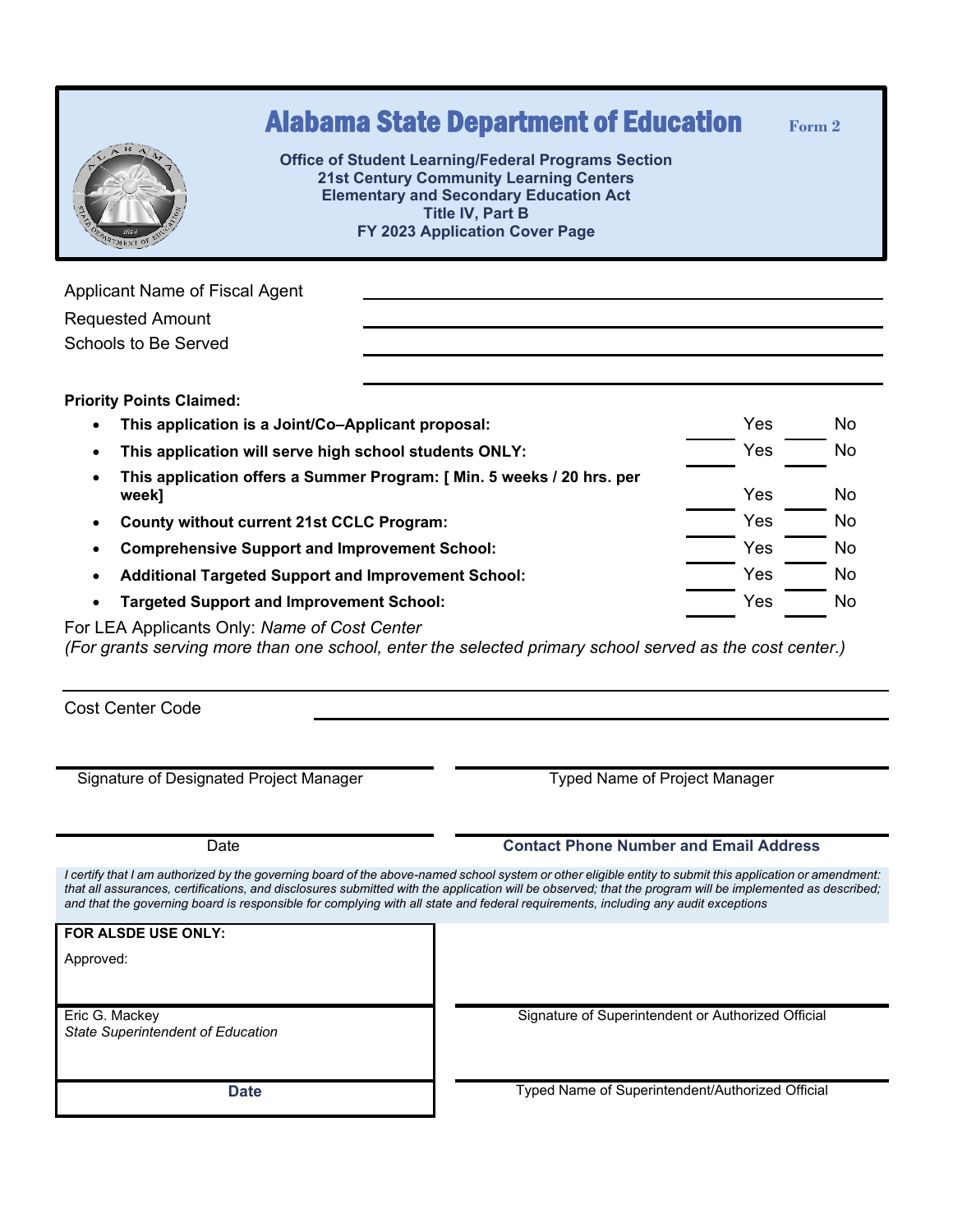# Alabama State Department of Education

**Form 2**

**Office of Student Learning/Federal Programs Section**
**21st Century Community Learning Centers**
**Elementary and Secondary Education Act**
**Title IV, Part B**
**FY 2023 Application Cover Page**

Applicant Name of Fiscal Agent ______________________________

Requested Amount ______________________________

Schools to Be Served ______________________________

______________________________

**Priority Points Claimed:**

| | | |
|---|---|---|
| • **This application is a Joint/Co–Applicant proposal:** | ____ Yes | ____ No |
| • **This application will serve high school students ONLY:** | ____ Yes | ____ No |
| • **This application offers a Summer Program: [ Min. 5 weeks / 20 hrs. per week]** | ____ Yes | ____ No |
| • **County without current 21st CCLC Program:** | ____ Yes | ____ No |
| • **Comprehensive Support and Improvement School:** | ____ Yes | ____ No |
| • **Additional Targeted Support and Improvement School:** | ____ Yes | ____ No |
| • **Targeted Support and Improvement School:** | ____ Yes | ____ No |

For LEA Applicants Only: *Name of Cost Center*
*(For grants serving more than one school, enter the selected primary school served as the cost center.)*

______________________________

Cost Center Code ______________________________

| | |
|---|---|
| Signature of Designated Project Manager | Typed Name of Project Manager |
| Date | **Contact Phone Number and Email Address** |

*I certify that I am authorized by the governing board of the above-named school system or other eligible entity to submit this application or amendment: that all assurances, certifications, and disclosures submitted with the application will be observed; that the program will be implemented as described; and that the governing board is responsible for complying with all state and federal requirements, including any audit exceptions*

| | |
|---|---|
| **FOR ALSDE USE ONLY:**<br>Approved: | |
| Eric G. Mackey<br>*State Superintendent of Education* | Signature of Superintendent or Authorized Official |
| **Date** | Typed Name of Superintendent/Authorized Official |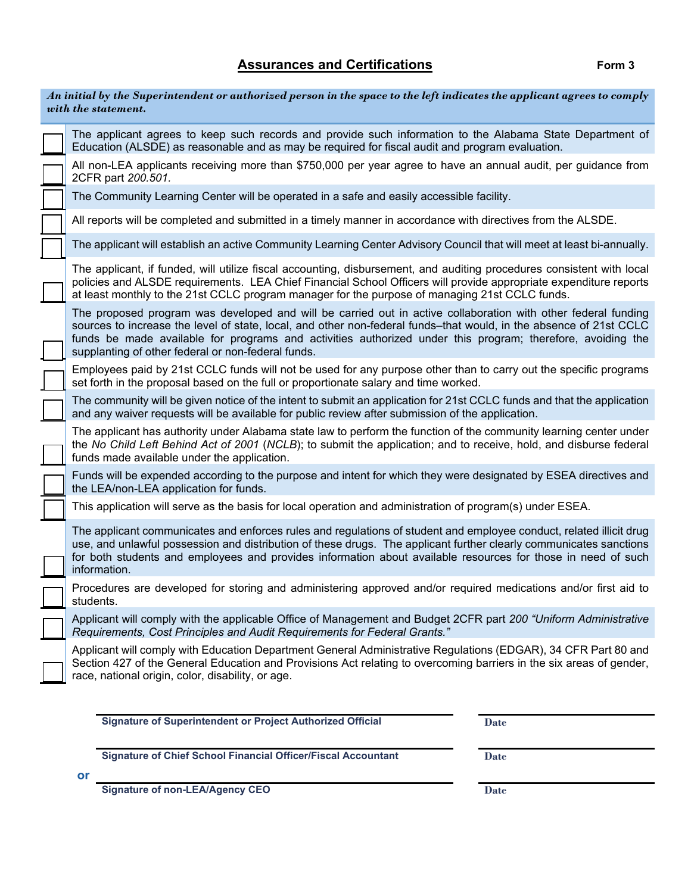## Assurances and Certifications

**Form 3**

| | ***An initial by the Superintendent or authorized person in the space to the left indicates the applicant agrees to comply with the statement.*** |
|---|---|
| ☐ | The applicant agrees to keep such records and provide such information to the Alabama State Department of Education (ALSDE) as reasonable and as may be required for fiscal audit and program evaluation. |
| ☐ | All non-LEA applicants receiving more than $750,000 per year agree to have an annual audit, per guidance from 2CFR part *200.501.* |
| ☐ | The Community Learning Center will be operated in a safe and easily accessible facility. |
| ☐ | All reports will be completed and submitted in a timely manner in accordance with directives from the ALSDE. |
| ☐ | The applicant will establish an active Community Learning Center Advisory Council that will meet at least bi-annually. |
| ☐ | The applicant, if funded, will utilize fiscal accounting, disbursement, and auditing procedures consistent with local policies and ALSDE requirements. LEA Chief Financial School Officers will provide appropriate expenditure reports at least monthly to the 21st CCLC program manager for the purpose of managing 21st CCLC funds. |
| ☐ | The proposed program was developed and will be carried out in active collaboration with other federal funding sources to increase the level of state, local, and other non-federal funds–that would, in the absence of 21st CCLC funds be made available for programs and activities authorized under this program; therefore, avoiding the supplanting of other federal or non-federal funds. |
| ☐ | Employees paid by 21st CCLC funds will not be used for any purpose other than to carry out the specific programs set forth in the proposal based on the full or proportionate salary and time worked. |
| ☐ | The community will be given notice of the intent to submit an application for 21st CCLC funds and that the application and any waiver requests will be available for public review after submission of the application. |
| ☐ | The applicant has authority under Alabama state law to perform the function of the community learning center under the *No Child Left Behind Act of 2001* (*NCLB*); to submit the application; and to receive, hold, and disburse federal funds made available under the application. |
| ☐ | Funds will be expended according to the purpose and intent for which they were designated by ESEA directives and the LEA/non-LEA application for funds. |
| ☐ | This application will serve as the basis for local operation and administration of program(s) under ESEA. |
| ☐ | The applicant communicates and enforces rules and regulations of student and employee conduct, related illicit drug use, and unlawful possession and distribution of these drugs. The applicant further clearly communicates sanctions for both students and employees and provides information about available resources for those in need of such information. |
| ☐ | Procedures are developed for storing and administering approved and/or required medications and/or first aid to students. |
| ☐ | Applicant will comply with the applicable Office of Management and Budget 2CFR part *200 "Uniform Administrative Requirements, Cost Principles and Audit Requirements for Federal Grants."* |
| ☐ | Applicant will comply with Education Department General Administrative Regulations (EDGAR), 34 CFR Part 80 and Section 427 of the General Education and Provisions Act relating to overcoming barriers in the six areas of gender, race, national origin, color, disability, or age. |

| | |
|---|---|
| **Signature of Superintendent or Project Authorized Official** | **Date** |
| **Signature of Chief School Financial Officer/Fiscal Accountant** | **Date** |

**or**

| | |
|---|---|
| **Signature of non-LEA/Agency CEO** | **Date** |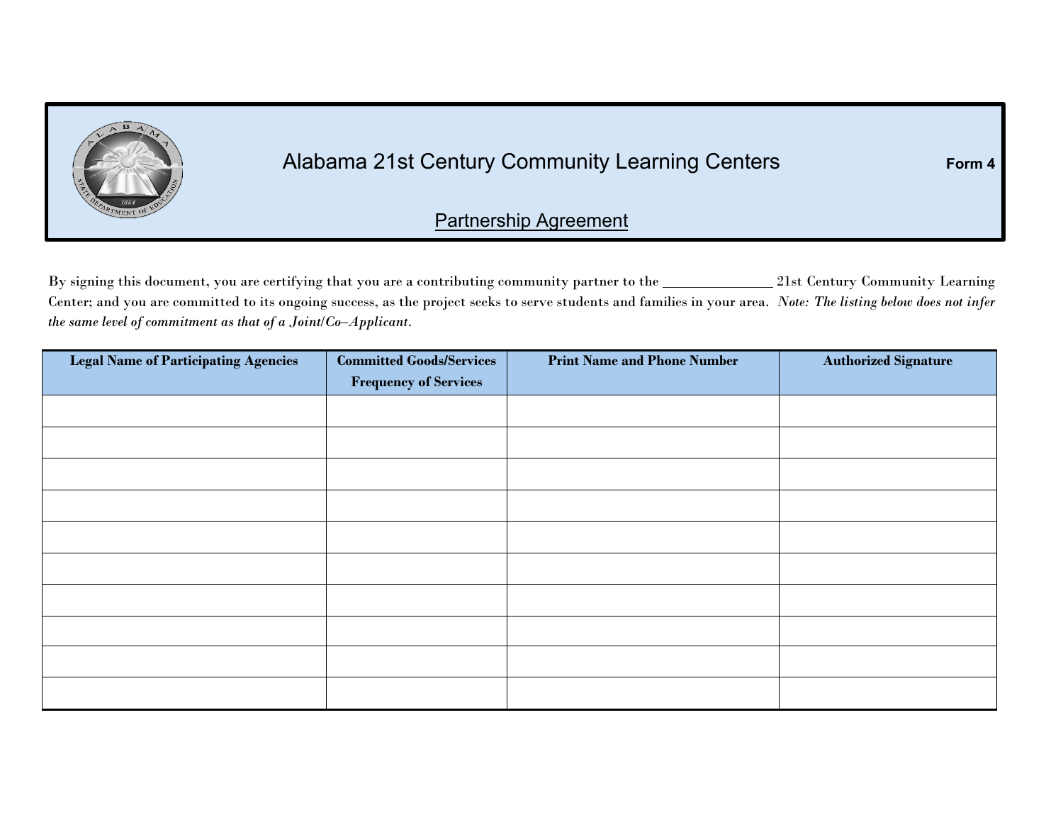# Alabama 21st Century Community Learning Centers

**Form 4**

## Partnership Agreement

By signing this document, you are certifying that you are a contributing community partner to the ______________ 21st Century Community Learning Center; and you are committed to its ongoing success, as the project seeks to serve students and families in your area. *Note: The listing below does not infer the same level of commitment as that of a Joint/Co–Applicant.*

| Legal Name of Participating Agencies | Committed Goods/Services Frequency of Services | Print Name and Phone Number | Authorized Signature |
|---|---|---|---|
| | | | |
| | | | |
| | | | |
| | | | |
| | | | |
| | | | |
| | | | |
| | | | |
| | | | |
| | | | |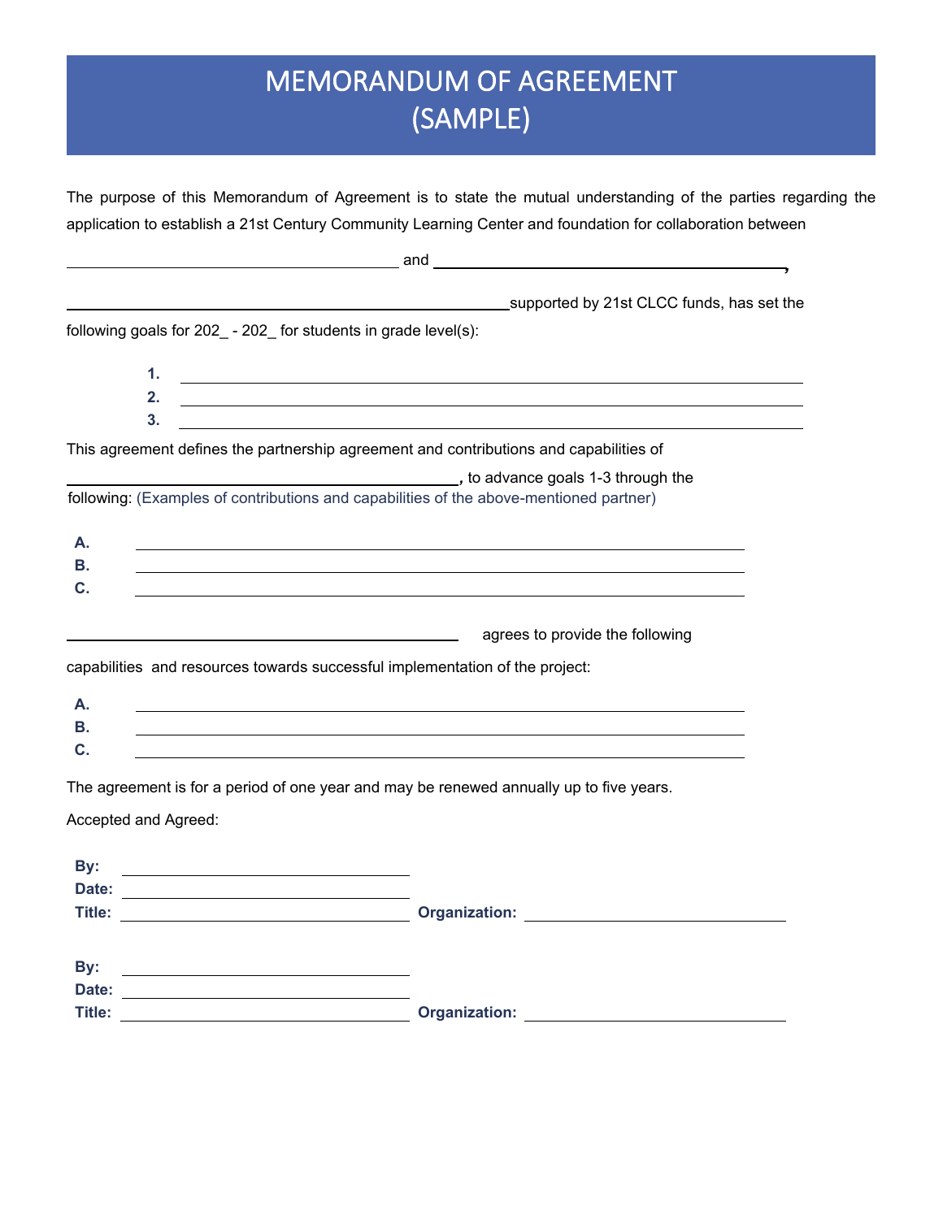# MEMORANDUM OF AGREEMENT (SAMPLE)

The purpose of this Memorandum of Agreement is to state the mutual understanding of the parties regarding the application to establish a 21st Century Community Learning Center and foundation for collaboration between

\_\_\_\_\_\_\_\_\_\_\_\_\_\_\_\_\_\_\_\_\_\_\_\_\_\_\_\_\_\_\_\_\_\_\_\_\_\_\_\_ and \_\_\_\_\_\_\_\_\_\_\_\_\_\_\_\_\_\_\_\_\_\_\_\_\_\_\_\_\_\_\_\_\_\_\_\_\_\_\_\_\_\_,

\_\_\_\_\_\_\_\_\_\_\_\_\_\_\_\_\_\_\_\_\_\_\_\_\_\_\_\_\_\_\_\_\_\_\_\_\_\_\_\_\_\_\_\_\_\_\_\_\_\_\_\_\_ supported by 21st CLCC funds, has set the following goals for 202_ - 202_ for students in grade level(s):

1. \_\_\_\_\_\_\_\_\_\_\_\_\_\_\_\_\_\_\_\_\_\_\_\_\_\_\_\_\_\_\_\_\_\_\_\_\_\_\_\_\_\_\_\_\_\_\_\_\_\_\_\_\_\_\_\_\_\_\_\_\_\_\_\_\_\_\_\_\_\_\_\_\_\_
2. \_\_\_\_\_\_\_\_\_\_\_\_\_\_\_\_\_\_\_\_\_\_\_\_\_\_\_\_\_\_\_\_\_\_\_\_\_\_\_\_\_\_\_\_\_\_\_\_\_\_\_\_\_\_\_\_\_\_\_\_\_\_\_\_\_\_\_\_\_\_\_\_\_\_
3. \_\_\_\_\_\_\_\_\_\_\_\_\_\_\_\_\_\_\_\_\_\_\_\_\_\_\_\_\_\_\_\_\_\_\_\_\_\_\_\_\_\_\_\_\_\_\_\_\_\_\_\_\_\_\_\_\_\_\_\_\_\_\_\_\_\_\_\_\_\_\_\_\_\_

This agreement defines the partnership agreement and contributions and capabilities of

\_\_\_\_\_\_\_\_\_\_\_\_\_\_\_\_\_\_\_\_\_\_\_\_\_\_\_\_\_\_\_\_\_\_\_\_\_\_\_\_\_\_\_\_\_\_\_\_\_, to advance goals 1-3 through the following: (Examples of contributions and capabilities of the above-mentioned partner)

**A.** \_\_\_\_\_\_\_\_\_\_\_\_\_\_\_\_\_\_\_\_\_\_\_\_\_\_\_\_\_\_\_\_\_\_\_\_\_\_\_\_\_\_\_\_\_\_\_\_\_\_\_\_\_\_\_\_\_\_\_\_\_\_\_\_\_\_\_\_\_\_

**B.** \_\_\_\_\_\_\_\_\_\_\_\_\_\_\_\_\_\_\_\_\_\_\_\_\_\_\_\_\_\_\_\_\_\_\_\_\_\_\_\_\_\_\_\_\_\_\_\_\_\_\_\_\_\_\_\_\_\_\_\_\_\_\_\_\_\_\_\_\_\_

**C.** \_\_\_\_\_\_\_\_\_\_\_\_\_\_\_\_\_\_\_\_\_\_\_\_\_\_\_\_\_\_\_\_\_\_\_\_\_\_\_\_\_\_\_\_\_\_\_\_\_\_\_\_\_\_\_\_\_\_\_\_\_\_\_\_\_\_\_\_\_\_

\_\_\_\_\_\_\_\_\_\_\_\_\_\_\_\_\_\_\_\_\_\_\_\_\_\_\_\_\_\_\_\_\_\_\_\_\_\_\_\_\_\_\_\_\_\_\_\_\_\_ agrees to provide the following capabilities and resources towards successful implementation of the project:

**A.** \_\_\_\_\_\_\_\_\_\_\_\_\_\_\_\_\_\_\_\_\_\_\_\_\_\_\_\_\_\_\_\_\_\_\_\_\_\_\_\_\_\_\_\_\_\_\_\_\_\_\_\_\_\_\_\_\_\_\_\_\_\_\_\_\_\_\_\_\_\_

**B.** \_\_\_\_\_\_\_\_\_\_\_\_\_\_\_\_\_\_\_\_\_\_\_\_\_\_\_\_\_\_\_\_\_\_\_\_\_\_\_\_\_\_\_\_\_\_\_\_\_\_\_\_\_\_\_\_\_\_\_\_\_\_\_\_\_\_\_\_\_\_

**C.** \_\_\_\_\_\_\_\_\_\_\_\_\_\_\_\_\_\_\_\_\_\_\_\_\_\_\_\_\_\_\_\_\_\_\_\_\_\_\_\_\_\_\_\_\_\_\_\_\_\_\_\_\_\_\_\_\_\_\_\_\_\_\_\_\_\_\_\_\_\_

The agreement is for a period of one year and may be renewed annually up to five years.

Accepted and Agreed:

**By:** \_\_\_\_\_\_\_\_\_\_\_\_\_\_\_\_\_\_\_\_\_\_\_\_\_\_\_\_\_\_\_\_\_\_

**Date:** \_\_\_\_\_\_\_\_\_\_\_\_\_\_\_\_\_\_\_\_\_\_\_\_\_\_\_\_\_\_\_\_\_\_

**Title:** \_\_\_\_\_\_\_\_\_\_\_\_\_\_\_\_\_\_\_\_\_\_\_\_\_\_\_\_\_\_\_\_\_\_ **Organization:** \_\_\_\_\_\_\_\_\_\_\_\_\_\_\_\_\_\_\_\_\_\_\_\_\_\_\_\_\_\_

**By:** \_\_\_\_\_\_\_\_\_\_\_\_\_\_\_\_\_\_\_\_\_\_\_\_\_\_\_\_\_\_\_\_\_\_

**Date:** \_\_\_\_\_\_\_\_\_\_\_\_\_\_\_\_\_\_\_\_\_\_\_\_\_\_\_\_\_\_\_\_\_\_

**Title:** \_\_\_\_\_\_\_\_\_\_\_\_\_\_\_\_\_\_\_\_\_\_\_\_\_\_\_\_\_\_\_\_\_\_ **Organization:** \_\_\_\_\_\_\_\_\_\_\_\_\_\_\_\_\_\_\_\_\_\_\_\_\_\_\_\_\_\_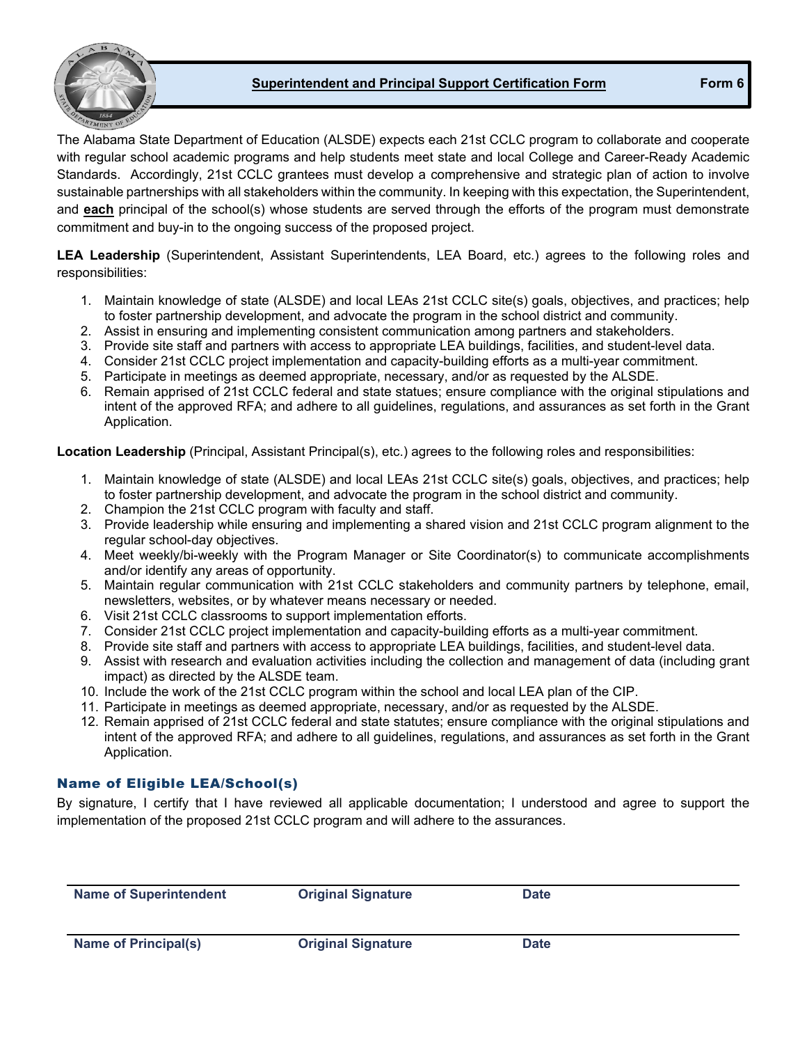## Superintendent and Principal Support Certification Form

**Form 6**

The Alabama State Department of Education (ALSDE) expects each 21st CCLC program to collaborate and cooperate with regular school academic programs and help students meet state and local College and Career-Ready Academic Standards. Accordingly, 21st CCLC grantees must develop a comprehensive and strategic plan of action to involve sustainable partnerships with all stakeholders within the community. In keeping with this expectation, the Superintendent, and **each** principal of the school(s) whose students are served through the efforts of the program must demonstrate commitment and buy-in to the ongoing success of the proposed project.

**LEA Leadership** (Superintendent, Assistant Superintendents, LEA Board, etc.) agrees to the following roles and responsibilities:

1. Maintain knowledge of state (ALSDE) and local LEAs 21st CCLC site(s) goals, objectives, and practices; help to foster partnership development, and advocate the program in the school district and community.
2. Assist in ensuring and implementing consistent communication among partners and stakeholders.
3. Provide site staff and partners with access to appropriate LEA buildings, facilities, and student-level data.
4. Consider 21st CCLC project implementation and capacity-building efforts as a multi-year commitment.
5. Participate in meetings as deemed appropriate, necessary, and/or as requested by the ALSDE.
6. Remain apprised of 21st CCLC federal and state statues; ensure compliance with the original stipulations and intent of the approved RFA; and adhere to all guidelines, regulations, and assurances as set forth in the Grant Application.

**Location Leadership** (Principal, Assistant Principal(s), etc.) agrees to the following roles and responsibilities:

1. Maintain knowledge of state (ALSDE) and local LEAs 21st CCLC site(s) goals, objectives, and practices; help to foster partnership development, and advocate the program in the school district and community.
2. Champion the 21st CCLC program with faculty and staff.
3. Provide leadership while ensuring and implementing a shared vision and 21st CCLC program alignment to the regular school-day objectives.
4. Meet weekly/bi-weekly with the Program Manager or Site Coordinator(s) to communicate accomplishments and/or identify any areas of opportunity.
5. Maintain regular communication with 21st CCLC stakeholders and community partners by telephone, email, newsletters, websites, or by whatever means necessary or needed.
6. Visit 21st CCLC classrooms to support implementation efforts.
7. Consider 21st CCLC project implementation and capacity-building efforts as a multi-year commitment.
8. Provide site staff and partners with access to appropriate LEA buildings, facilities, and student-level data.
9. Assist with research and evaluation activities including the collection and management of data (including grant impact) as directed by the ALSDE team.
10. Include the work of the 21st CCLC program within the school and local LEA plan of the CIP.
11. Participate in meetings as deemed appropriate, necessary, and/or as requested by the ALSDE.
12. Remain apprised of 21st CCLC federal and state statutes; ensure compliance with the original stipulations and intent of the approved RFA; and adhere to all guidelines, regulations, and assurances as set forth in the Grant Application.

### Name of Eligible LEA/School(s)

By signature, I certify that I have reviewed all applicable documentation; I understood and agree to support the implementation of the proposed 21st CCLC program and will adhere to the assurances.

| Name of Superintendent | Original Signature | Date |
|---|---|---|
| | | |

| Name of Principal(s) | Original Signature | Date |
|---|---|---|
| | | |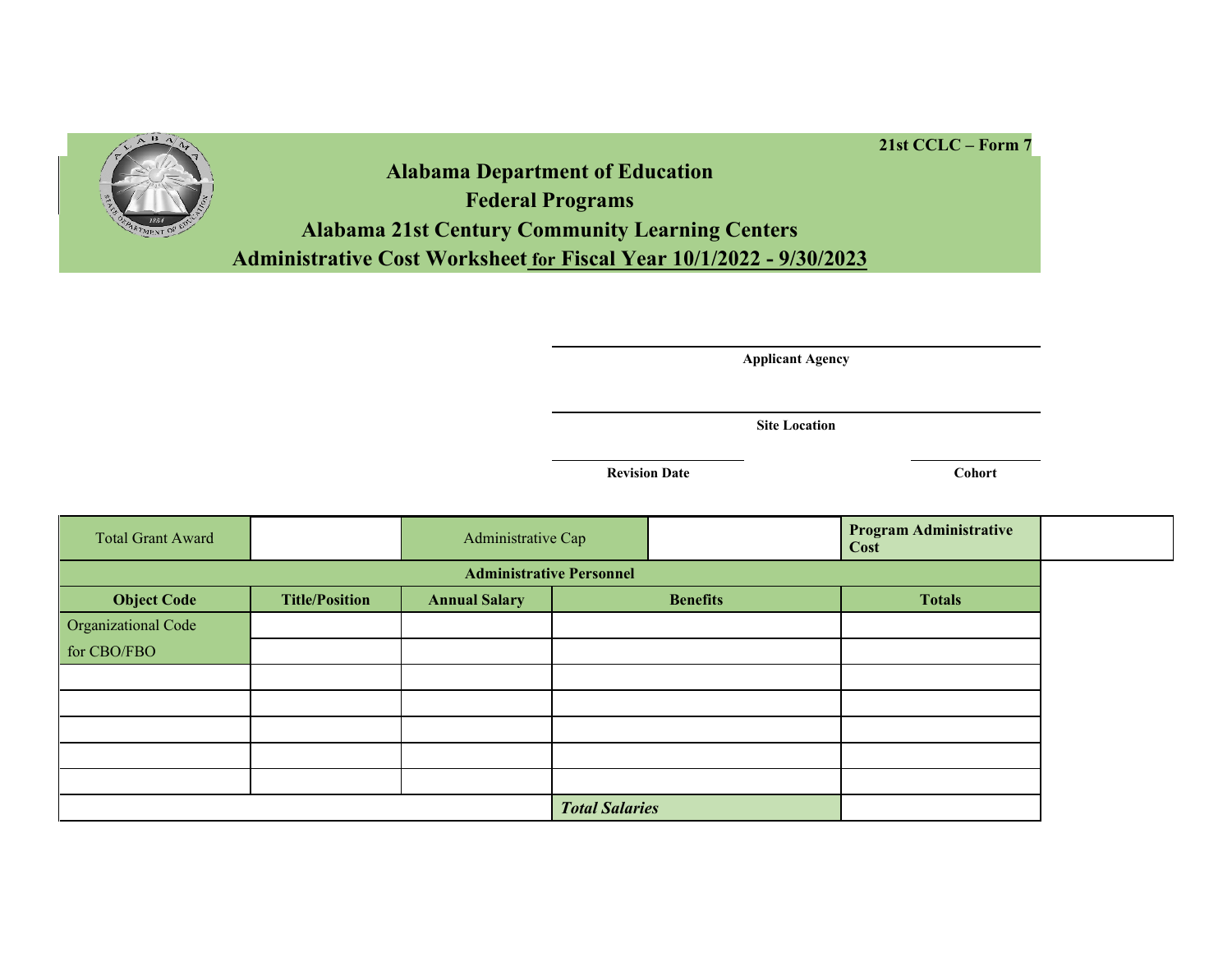21st CCLC – Form 7

# Alabama Department of Education
## Federal Programs
## Alabama 21st Century Community Learning Centers
## Administrative Cost Worksheet for Fiscal Year 10/1/2022 - 9/30/2023

**Applicant Agency**

**Site Location**

**Revision Date** **Cohort**

| Total Grant Award | | Administrative Cap | | **Program Administrative Cost** | |
|---|---|---|---|---|---|
| **Administrative Personnel** | | | | | |
| **Object Code** | **Title/Position** | **Annual Salary** | **Benefits** | **Totals** | |
| Organizational Code | | | | | |
| for CBO/FBO | | | | | |
| | | | | | |
| | | | | | |
| | | | | | |
| | | | | | |
| | | | | | |
| | | | ***Total Salaries*** | | |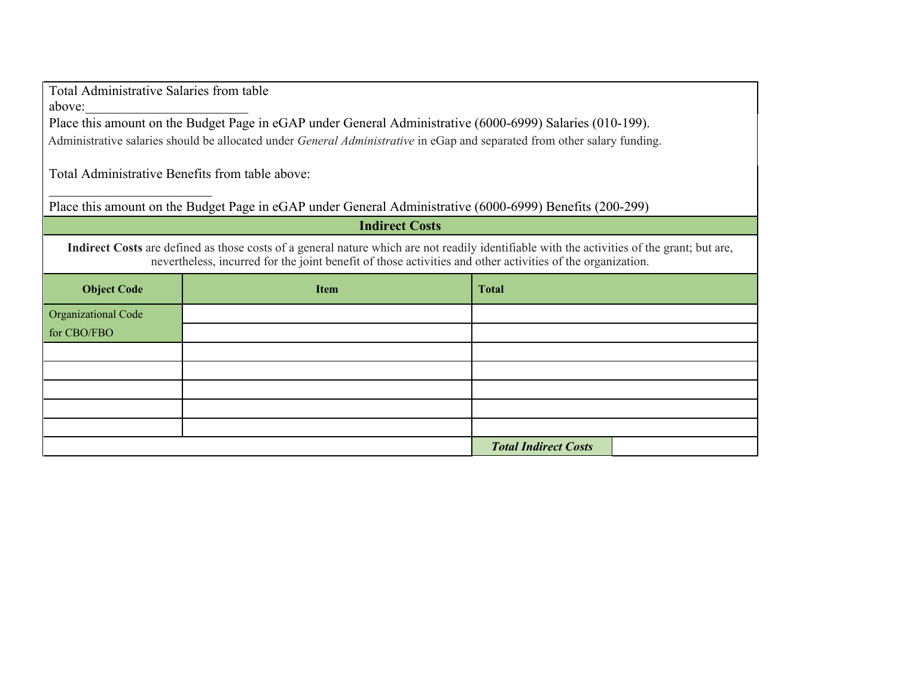Total Administrative Salaries from table above:_______________________

Place this amount on the Budget Page in eGAP under General Administrative (6000-6999) Salaries (010-199).

Administrative salaries should be allocated under *General Administrative* in eGap and separated from other salary funding.

Total Administrative Benefits from table above:

_______________________

Place this amount on the Budget Page in eGAP under General Administrative (6000-6999) Benefits (200-299)

## Indirect Costs

**Indirect Costs** are defined as those costs of a general nature which are not readily identifiable with the activities of the grant; but are, nevertheless, incurred for the joint benefit of those activities and other activities of the organization.

| Object Code | Item | Total | |
|---|---|---|---|
| Organizational Code for CBO/FBO | | | |
| | | | |
| | | | |
| | | | |
| | | | |
| | | | |
| | | | |
| | | ***Total Indirect Costs*** | |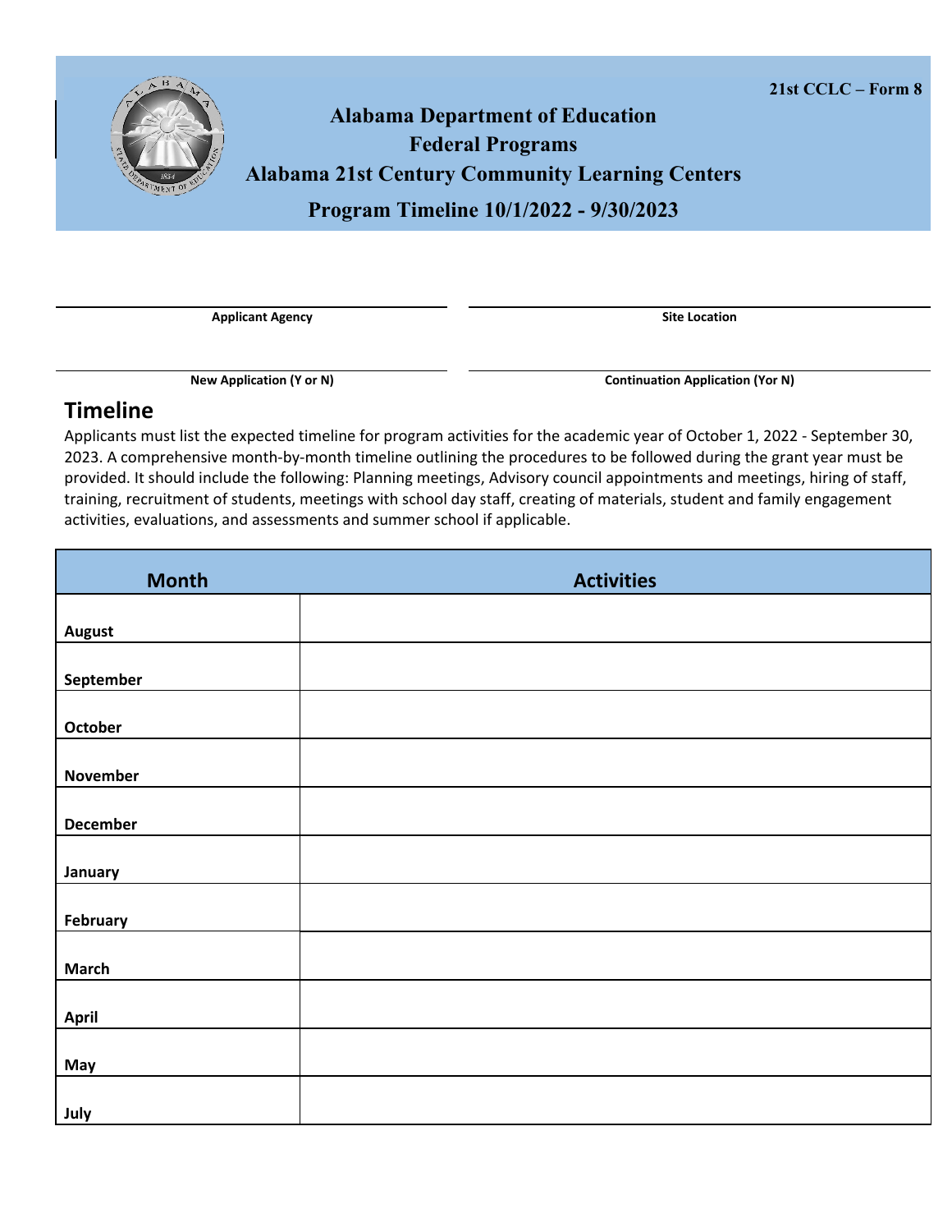21st CCLC – Form 8

# Alabama Department of Education
## Federal Programs
## Alabama 21st Century Community Learning Centers
## Program Timeline 10/1/2022 - 9/30/2023

**Applicant Agency**

**Site Location**

**New Application (Y or N)**

**Continuation Application (Yor N)**

## Timeline

Applicants must list the expected timeline for program activities for the academic year of October 1, 2022 - September 30, 2023. A comprehensive month-by-month timeline outlining the procedures to be followed during the grant year must be provided. It should include the following: Planning meetings, Advisory council appointments and meetings, hiring of staff, training, recruitment of students, meetings with school day staff, creating of materials, student and family engagement activities, evaluations, and assessments and summer school if applicable.

| Month | Activities |
|---|---|
| **August** | |
| **September** | |
| **October** | |
| **November** | |
| **December** | |
| **January** | |
| **February** | |
| **March** | |
| **April** | |
| **May** | |
| **July** | |